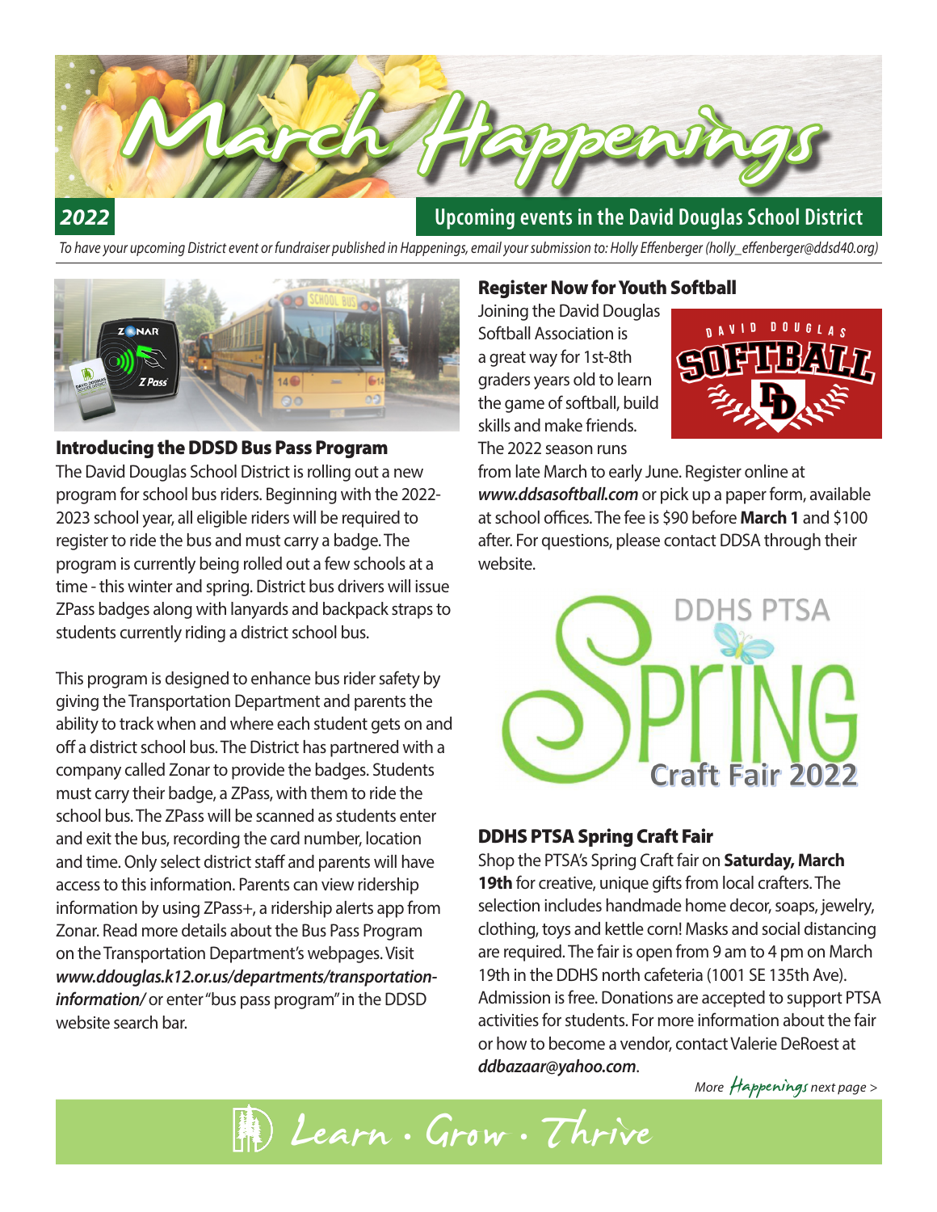# March Happenings

**2022**

## Upcoming events in the David Douglas School District

*To have your upcoming District event or fundraiser published in Happenings, email your submission to: Holly Effenberger (holly_effenberger@ddsd40.org)*

### Introducing the DDSD Bus Pass Program

The David Douglas School District is rolling out a new program for school bus riders. Beginning with the 2022-2023 school year, all eligible riders will be required to register to ride the bus and must carry a badge. The program is currently being rolled out a few schools at a time - this winter and spring. District bus drivers will issue ZPass badges along with lanyards and backpack straps to students currently riding a district school bus.

This program is designed to enhance bus rider safety by giving the Transportation Department and parents the ability to track when and where each student gets on and off a district school bus. The District has partnered with a company called Zonar to provide the badges. Students must carry their badge, a ZPass, with them to ride the school bus. The ZPass will be scanned as students enter and exit the bus, recording the card number, location and time. Only select district staff and parents will have access to this information. Parents can view ridership information by using ZPass+, a ridership alerts app from Zonar. Read more details about the Bus Pass Program on the Transportation Department's webpages. Visit ***www.ddouglas.k12.or.us/departments/transportation-information/*** or enter "bus pass program" in the DDSD website search bar.

### Register Now for Youth Softball

Joining the David Douglas Softball Association is a great way for 1st-8th graders years old to learn the game of softball, build skills and make friends. The 2022 season runs from late March to early June. Register online at ***www.ddsasoftball.com*** or pick up a paper form, available at school offices. The fee is $90 before **March 1** and $100 after. For questions, please contact DDSA through their website.

DDHS PTSA Spring Craft Fair 2022

### DDHS PTSA Spring Craft Fair

Shop the PTSA's Spring Craft fair on **Saturday, March 19th** for creative, unique gifts from local crafters. The selection includes handmade home decor, soaps, jewelry, clothing, toys and kettle corn! Masks and social distancing are required. The fair is open from 9 am to 4 pm on March 19th in the DDHS north cafeteria (1001 SE 135th Ave). Admission is free. Donations are accepted to support PTSA activities for students. For more information about the fair or how to become a vendor, contact Valerie DeRoest at ***ddbazaar@yahoo.com***.

*More Happenings next page >*

Learn · Grow · Thrive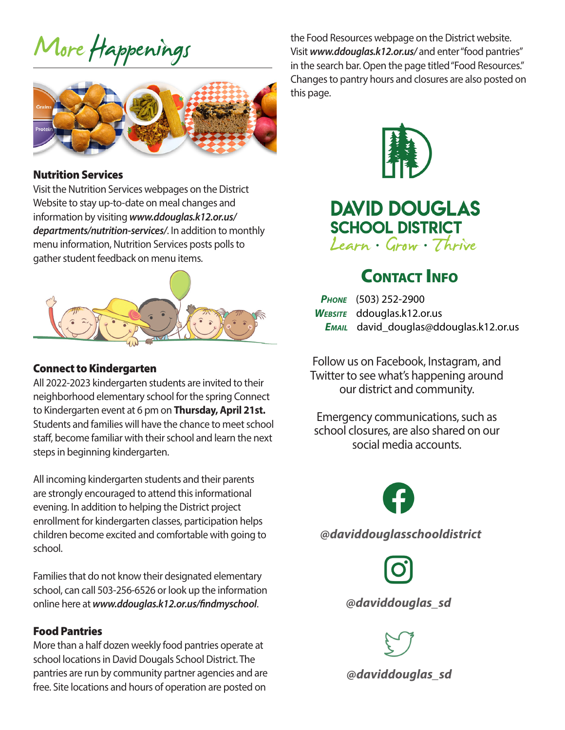# More Happenings

### Nutrition Services

Visit the Nutrition Services webpages on the District Website to stay up-to-date on meal changes and information by visiting ***www.ddouglas.k12.or.us/departments/nutrition-services/***. In addition to monthly menu information, Nutrition Services posts polls to gather student feedback on menu items.

### Connect to Kindergarten

All 2022-2023 kindergarten students are invited to their neighborhood elementary school for the spring Connect to Kindergarten event at 6 pm on **Thursday, April 21st.** Students and families will have the chance to meet school staff, become familiar with their school and learn the next steps in beginning kindergarten.

All incoming kindergarten students and their parents are strongly encouraged to attend this informational evening. In addition to helping the District project enrollment for kindergarten classes, participation helps children become excited and comfortable with going to school.

Families that do not know their designated elementary school, can call 503-256-6526 or look up the information online here at ***www.ddouglas.k12.or.us/findmyschool***.

### Food Pantries

More than a half dozen weekly food pantries operate at school locations in David Dougals School District. The pantries are run by community partner agencies and are free. Site locations and hours of operation are posted on the Food Resources webpage on the District website. Visit ***www.ddouglas.k12.or.us/*** and enter "food pantries" in the search bar. Open the page titled "Food Resources." Changes to pantry hours and closures are also posted on this page.

**DAVID DOUGLAS SCHOOL DISTRICT**
*Learn · Grow · Thrive*

## Contact Info

***Phone*** (503) 252-2900
***Website*** ddouglas.k12.or.us
***Email*** david_douglas@ddouglas.k12.or.us

Follow us on Facebook, Instagram, and Twitter to see what's happening around our district and community.

Emergency communications, such as school closures, are also shared on our social media accounts.

***@daviddouglasschooldistrict***

***@daviddouglas_sd***

***@daviddouglas_sd***